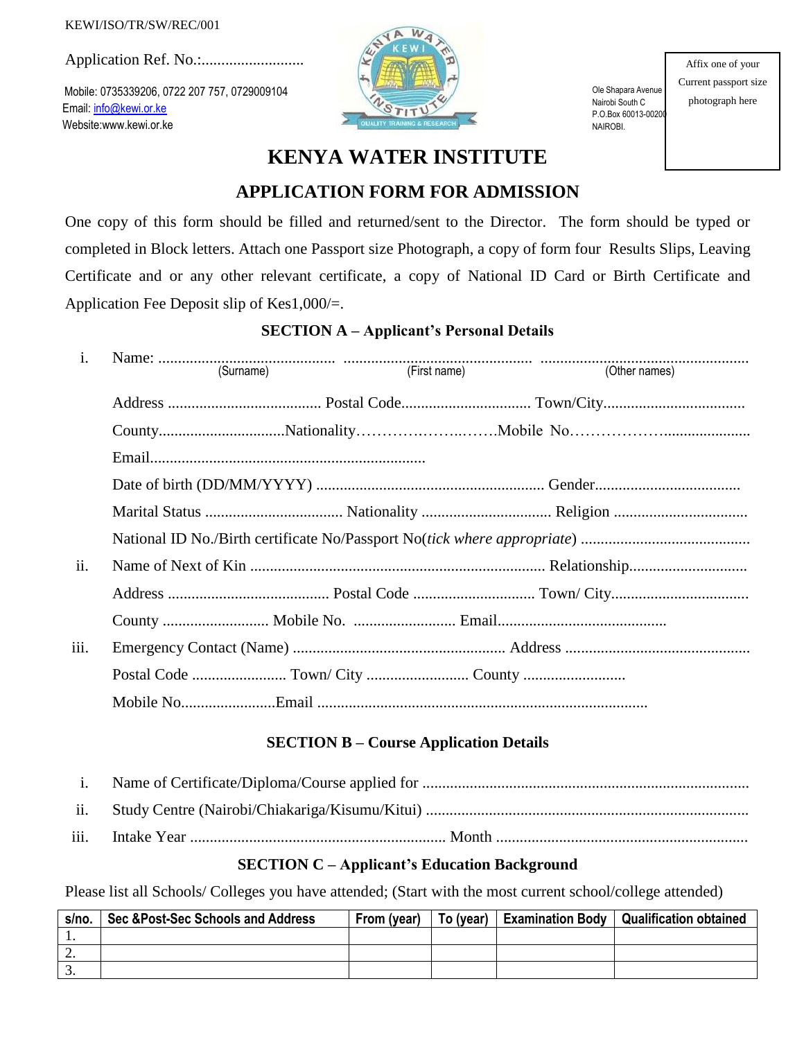KEWI/ISO/TR/SW/REC/001

Application Ref. No.:..........................

Mobile: 0735339206, 0722 207 757, 0729009104
Email: info@kewi.or.ke
Website:www.kewi.or.ke

Ole Shapara Avenue
Nairobi South C
P.O.Box 60013-00200
NAIROBI.

Affix one of your Current passport size photograph here

# KENYA WATER INSTITUTE

## APPLICATION FORM FOR ADMISSION

One copy of this form should be filled and returned/sent to the Director. The form should be typed or completed in Block letters. Attach one Passport size Photograph, a copy of form four Results Slips, Leaving Certificate and or any other relevant certificate, a copy of National ID Card or Birth Certificate and Application Fee Deposit slip of Kes1,000/=.

### SECTION A – Applicant's Personal Details

i. Name: ............................................. ............................................. .............................................
(Surname) (First name) (Other names)

Address ....................................... Postal Code................................. Town/City....................................

County................................Nationality………………..…….Mobile No……………….....................

Email......................................................................

Date of birth (DD/MM/YYYY) .......................................................... Gender.....................................

Marital Status ................................... Nationality ................................. Religion ..................................

National ID No./Birth certificate No/Passport No(*tick where appropriate*) ...........................................

ii. Name of Next of Kin ........................................................................... Relationship..............................

Address ......................................... Postal Code ............................... Town/ City...................................

County ........................... Mobile No. .......................... Email...........................................

iii. Emergency Contact (Name) ...................................................... Address ...............................................

Postal Code ........................ Town/ City .......................... County ..........................

Mobile No........................Email ....................................................................................

### SECTION B – Course Application Details

i. Name of Certificate/Diploma/Course applied for ...................................................................................

ii. Study Centre (Nairobi/Chiakariga/Kisumu/Kitui) ..................................................................................

iii. Intake Year ................................................................. Month ................................................................

### SECTION C – Applicant's Education Background

Please list all Schools/ Colleges you have attended; (Start with the most current school/college attended)

| s/no. | Sec &Post-Sec Schools and Address | From (year) | To (year) | Examination Body | Qualification obtained |
|---|---|---|---|---|---|
| 1. | | | | | |
| 2. | | | | | |
| 3. | | | | | |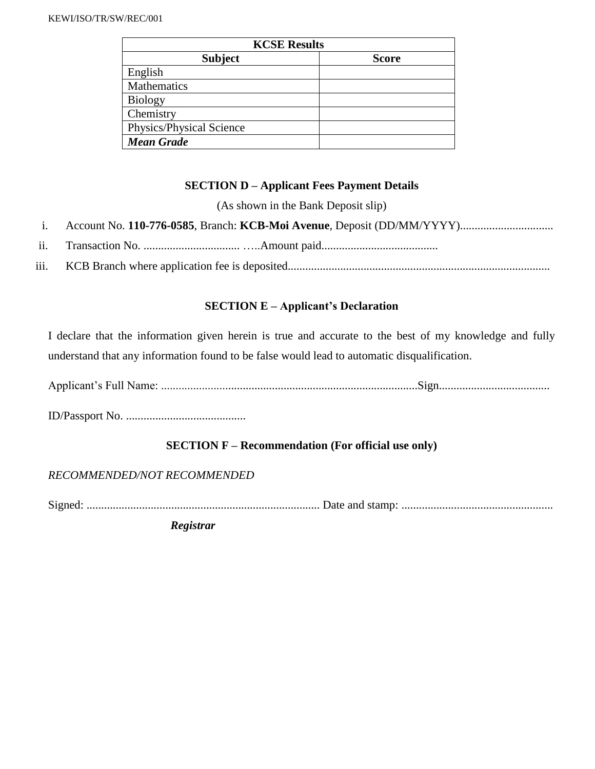| KCSE Results | |
|---|---|
| **Subject** | **Score** |
| English | |
| Mathematics | |
| Biology | |
| Chemistry | |
| Physics/Physical Science | |
| ***Mean Grade*** | |

## SECTION D – Applicant Fees Payment Details

(As shown in the Bank Deposit slip)

i. Account No. **110-776-0585**, Branch: **KCB-Moi Avenue**, Deposit (DD/MM/YYYY)................................

ii. Transaction No. ................................. …..Amount paid........................................

iii. KCB Branch where application fee is deposited.........................................................................................

## SECTION E – Applicant's Declaration

I declare that the information given herein is true and accurate to the best of my knowledge and fully understand that any information found to be false would lead to automatic disqualification.

Applicant's Full Name: .......................................................................................Sign......................................

ID/Passport No. .........................................

## SECTION F – Recommendation (For official use only)

*RECOMMENDED/NOT RECOMMENDED*

Signed: ............................................................................... Date and stamp: ....................................................

***Registrar***